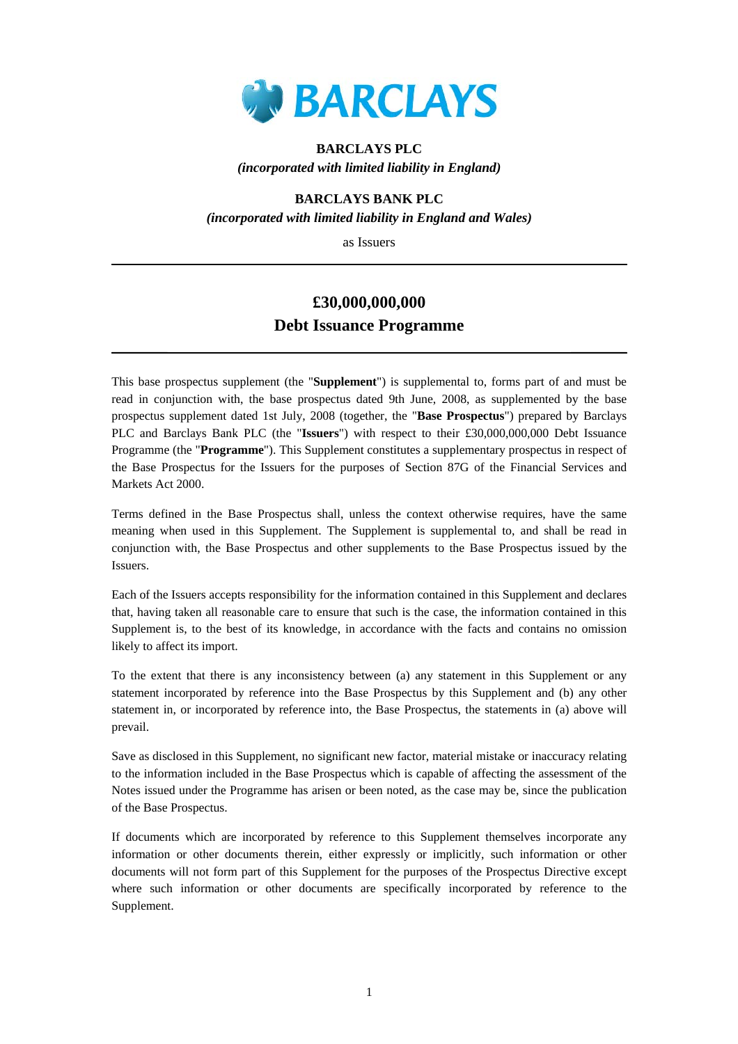**BARCLAYS**

**BARCLAYS PLC**

***(incorporated with limited liability in England)***

**BARCLAYS BANK PLC**

***(incorporated with limited liability in England and Wales)***

as Issuers

---

# £30,000,000,000
# Debt Issuance Programme

---

This base prospectus supplement (the "**Supplement**") is supplemental to, forms part of and must be read in conjunction with, the base prospectus dated 9th June, 2008, as supplemented by the base prospectus supplement dated 1st July, 2008 (together, the "**Base Prospectus**") prepared by Barclays PLC and Barclays Bank PLC (the "**Issuers**") with respect to their £30,000,000,000 Debt Issuance Programme (the "**Programme**"). This Supplement constitutes a supplementary prospectus in respect of the Base Prospectus for the Issuers for the purposes of Section 87G of the Financial Services and Markets Act 2000.

Terms defined in the Base Prospectus shall, unless the context otherwise requires, have the same meaning when used in this Supplement. The Supplement is supplemental to, and shall be read in conjunction with, the Base Prospectus and other supplements to the Base Prospectus issued by the Issuers.

Each of the Issuers accepts responsibility for the information contained in this Supplement and declares that, having taken all reasonable care to ensure that such is the case, the information contained in this Supplement is, to the best of its knowledge, in accordance with the facts and contains no omission likely to affect its import.

To the extent that there is any inconsistency between (a) any statement in this Supplement or any statement incorporated by reference into the Base Prospectus by this Supplement and (b) any other statement in, or incorporated by reference into, the Base Prospectus, the statements in (a) above will prevail.

Save as disclosed in this Supplement, no significant new factor, material mistake or inaccuracy relating to the information included in the Base Prospectus which is capable of affecting the assessment of the Notes issued under the Programme has arisen or been noted, as the case may be, since the publication of the Base Prospectus.

If documents which are incorporated by reference to this Supplement themselves incorporate any information or other documents therein, either expressly or implicitly, such information or other documents will not form part of this Supplement for the purposes of the Prospectus Directive except where such information or other documents are specifically incorporated by reference to the Supplement.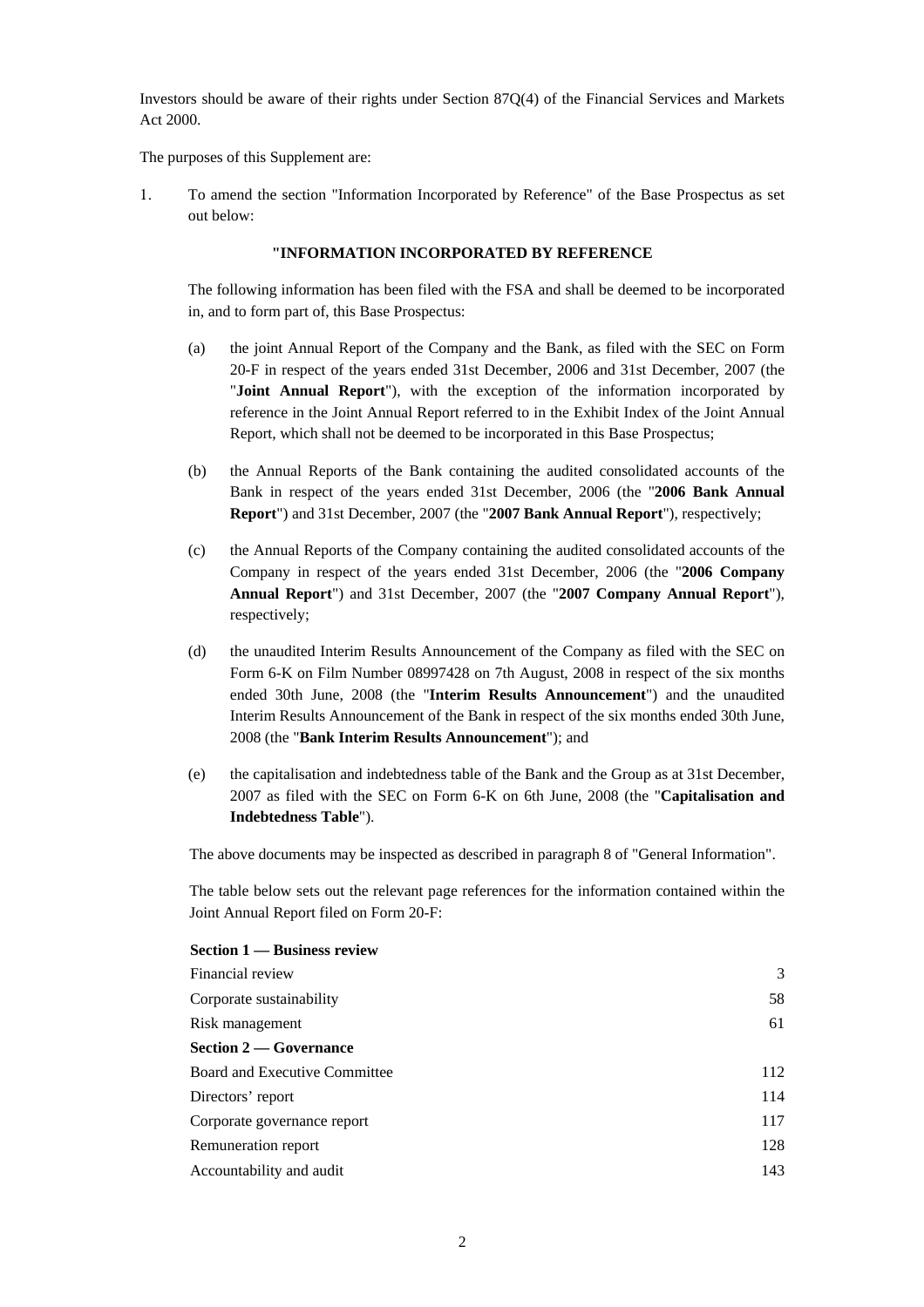Investors should be aware of their rights under Section 87Q(4) of the Financial Services and Markets Act 2000.

The purposes of this Supplement are:

1. To amend the section "Information Incorporated by Reference" of the Base Prospectus as set out below:

**"INFORMATION INCORPORATED BY REFERENCE**

The following information has been filed with the FSA and shall be deemed to be incorporated in, and to form part of, this Base Prospectus:

(a) the joint Annual Report of the Company and the Bank, as filed with the SEC on Form 20-F in respect of the years ended 31st December, 2006 and 31st December, 2007 (the "**Joint Annual Report**"), with the exception of the information incorporated by reference in the Joint Annual Report referred to in the Exhibit Index of the Joint Annual Report, which shall not be deemed to be incorporated in this Base Prospectus;

(b) the Annual Reports of the Bank containing the audited consolidated accounts of the Bank in respect of the years ended 31st December, 2006 (the "**2006 Bank Annual Report**") and 31st December, 2007 (the "**2007 Bank Annual Report**"), respectively;

(c) the Annual Reports of the Company containing the audited consolidated accounts of the Company in respect of the years ended 31st December, 2006 (the "**2006 Company Annual Report**") and 31st December, 2007 (the "**2007 Company Annual Report**"), respectively;

(d) the unaudited Interim Results Announcement of the Company as filed with the SEC on Form 6-K on Film Number 08997428 on 7th August, 2008 in respect of the six months ended 30th June, 2008 (the "**Interim Results Announcement**") and the unaudited Interim Results Announcement of the Bank in respect of the six months ended 30th June, 2008 (the "**Bank Interim Results Announcement**"); and

(e) the capitalisation and indebtedness table of the Bank and the Group as at 31st December, 2007 as filed with the SEC on Form 6-K on 6th June, 2008 (the "**Capitalisation and Indebtedness Table**").

The above documents may be inspected as described in paragraph 8 of "General Information".

The table below sets out the relevant page references for the information contained within the Joint Annual Report filed on Form 20-F:

| | |
|---|---|
| **Section 1 — Business review** | |
| Financial review | 3 |
| Corporate sustainability | 58 |
| Risk management | 61 |
| **Section 2 — Governance** | |
| Board and Executive Committee | 112 |
| Directors' report | 114 |
| Corporate governance report | 117 |
| Remuneration report | 128 |
| Accountability and audit | 143 |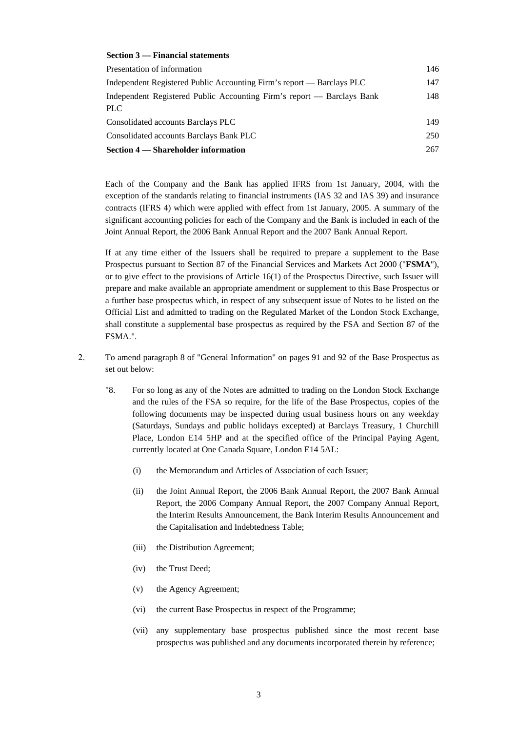| **Section 3 — Financial statements** | |
|---|---|
| Presentation of information | 146 |
| Independent Registered Public Accounting Firm's report — Barclays PLC | 147 |
| Independent Registered Public Accounting Firm's report — Barclays Bank PLC | 148 |
| Consolidated accounts Barclays PLC | 149 |
| Consolidated accounts Barclays Bank PLC | 250 |
| **Section 4 — Shareholder information** | 267 |

Each of the Company and the Bank has applied IFRS from 1st January, 2004, with the exception of the standards relating to financial instruments (IAS 32 and IAS 39) and insurance contracts (IFRS 4) which were applied with effect from 1st January, 2005. A summary of the significant accounting policies for each of the Company and the Bank is included in each of the Joint Annual Report, the 2006 Bank Annual Report and the 2007 Bank Annual Report.

If at any time either of the Issuers shall be required to prepare a supplement to the Base Prospectus pursuant to Section 87 of the Financial Services and Markets Act 2000 ("**FSMA**"), or to give effect to the provisions of Article 16(1) of the Prospectus Directive, such Issuer will prepare and make available an appropriate amendment or supplement to this Base Prospectus or a further base prospectus which, in respect of any subsequent issue of Notes to be listed on the Official List and admitted to trading on the Regulated Market of the London Stock Exchange, shall constitute a supplemental base prospectus as required by the FSA and Section 87 of the FSMA.".

2. To amend paragraph 8 of "General Information" on pages 91 and 92 of the Base Prospectus as set out below:

"8. For so long as any of the Notes are admitted to trading on the London Stock Exchange and the rules of the FSA so require, for the life of the Base Prospectus, copies of the following documents may be inspected during usual business hours on any weekday (Saturdays, Sundays and public holidays excepted) at Barclays Treasury, 1 Churchill Place, London E14 5HP and at the specified office of the Principal Paying Agent, currently located at One Canada Square, London E14 5AL:

(i) the Memorandum and Articles of Association of each Issuer;

(ii) the Joint Annual Report, the 2006 Bank Annual Report, the 2007 Bank Annual Report, the 2006 Company Annual Report, the 2007 Company Annual Report, the Interim Results Announcement, the Bank Interim Results Announcement and the Capitalisation and Indebtedness Table;

(iii) the Distribution Agreement;

(iv) the Trust Deed;

(v) the Agency Agreement;

(vi) the current Base Prospectus in respect of the Programme;

(vii) any supplementary base prospectus published since the most recent base prospectus was published and any documents incorporated therein by reference;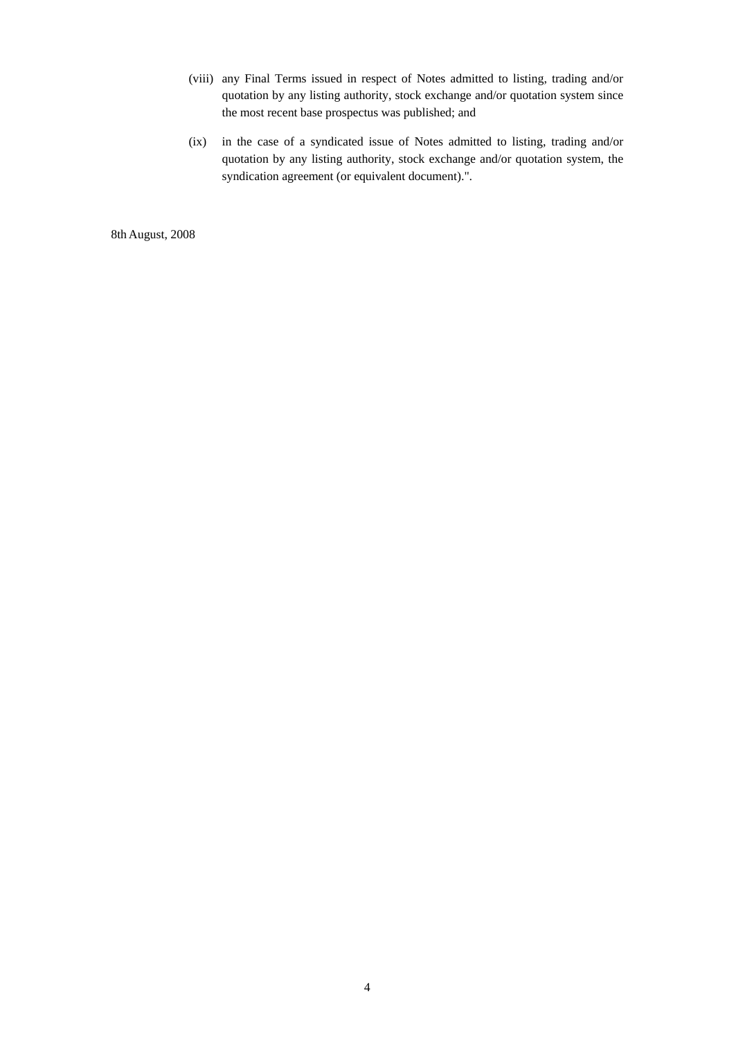(viii) any Final Terms issued in respect of Notes admitted to listing, trading and/or quotation by any listing authority, stock exchange and/or quotation system since the most recent base prospectus was published; and

(ix) in the case of a syndicated issue of Notes admitted to listing, trading and/or quotation by any listing authority, stock exchange and/or quotation system, the syndication agreement (or equivalent document).".

8th August, 2008